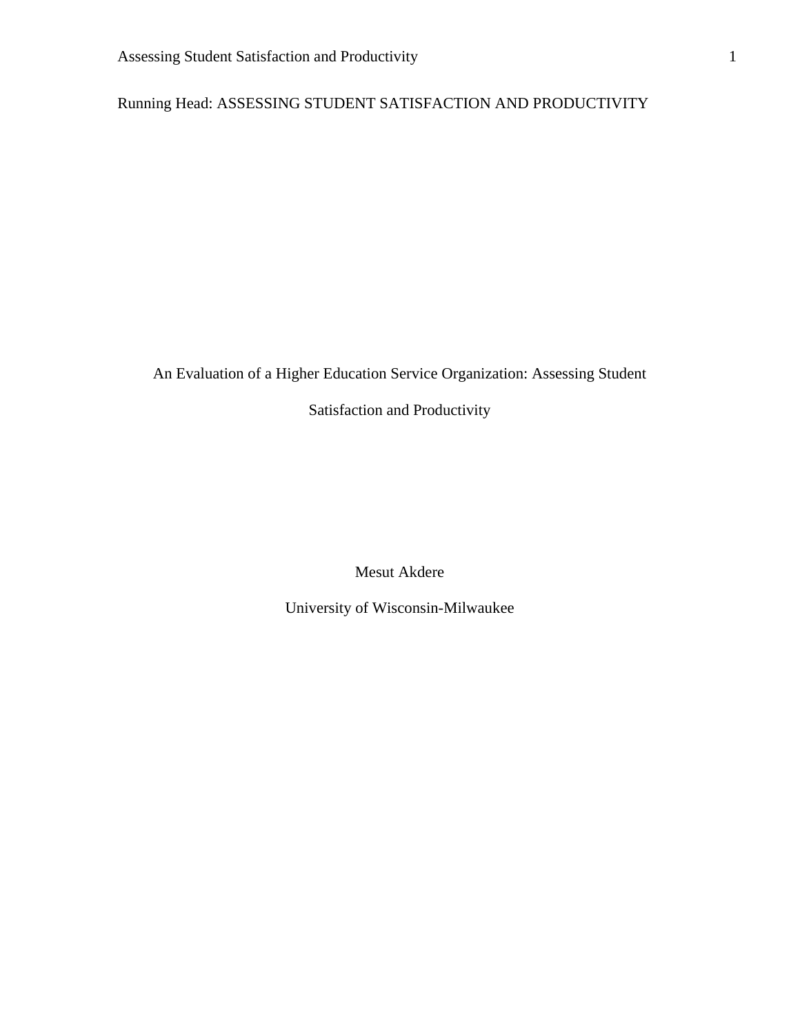Running Head: ASSESSING STUDENT SATISFACTION AND PRODUCTIVITY

# An Evaluation of a Higher Education Service Organization: Assessing Student Satisfaction and Productivity

Mesut Akdere

University of Wisconsin-Milwaukee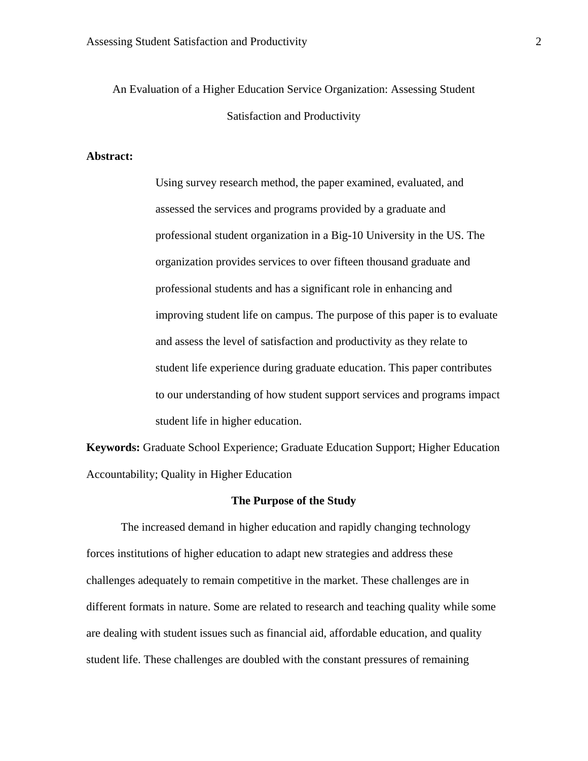# An Evaluation of a Higher Education Service Organization: Assessing Student Satisfaction and Productivity

**Abstract:**

> Using survey research method, the paper examined, evaluated, and assessed the services and programs provided by a graduate and professional student organization in a Big-10 University in the US. The organization provides services to over fifteen thousand graduate and professional students and has a significant role in enhancing and improving student life on campus. The purpose of this paper is to evaluate and assess the level of satisfaction and productivity as they relate to student life experience during graduate education. This paper contributes to our understanding of how student support services and programs impact student life in higher education.

**Keywords:** Graduate School Experience; Graduate Education Support; Higher Education Accountability; Quality in Higher Education

## The Purpose of the Study

The increased demand in higher education and rapidly changing technology forces institutions of higher education to adapt new strategies and address these challenges adequately to remain competitive in the market. These challenges are in different formats in nature. Some are related to research and teaching quality while some are dealing with student issues such as financial aid, affordable education, and quality student life. These challenges are doubled with the constant pressures of remaining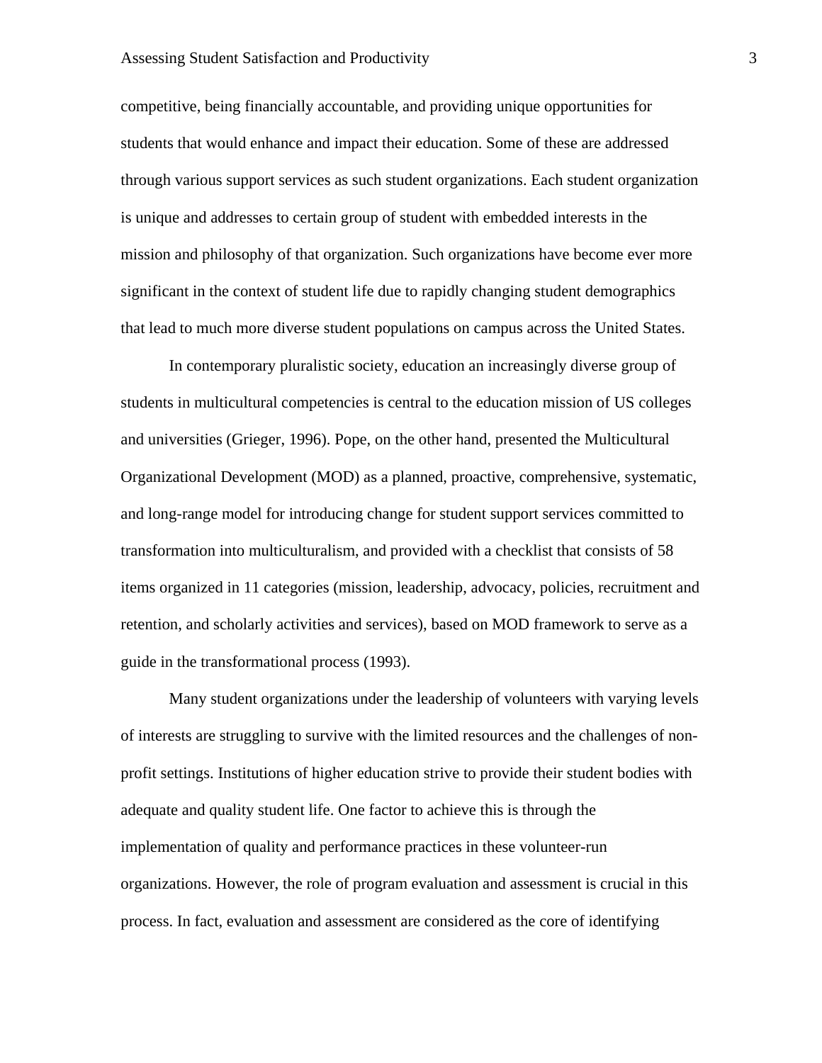competitive, being financially accountable, and providing unique opportunities for students that would enhance and impact their education. Some of these are addressed through various support services as such student organizations. Each student organization is unique and addresses to certain group of student with embedded interests in the mission and philosophy of that organization. Such organizations have become ever more significant in the context of student life due to rapidly changing student demographics that lead to much more diverse student populations on campus across the United States.

In contemporary pluralistic society, education an increasingly diverse group of students in multicultural competencies is central to the education mission of US colleges and universities (Grieger, 1996). Pope, on the other hand, presented the Multicultural Organizational Development (MOD) as a planned, proactive, comprehensive, systematic, and long-range model for introducing change for student support services committed to transformation into multiculturalism, and provided with a checklist that consists of 58 items organized in 11 categories (mission, leadership, advocacy, policies, recruitment and retention, and scholarly activities and services), based on MOD framework to serve as a guide in the transformational process (1993).

Many student organizations under the leadership of volunteers with varying levels of interests are struggling to survive with the limited resources and the challenges of non-profit settings. Institutions of higher education strive to provide their student bodies with adequate and quality student life. One factor to achieve this is through the implementation of quality and performance practices in these volunteer-run organizations. However, the role of program evaluation and assessment is crucial in this process. In fact, evaluation and assessment are considered as the core of identifying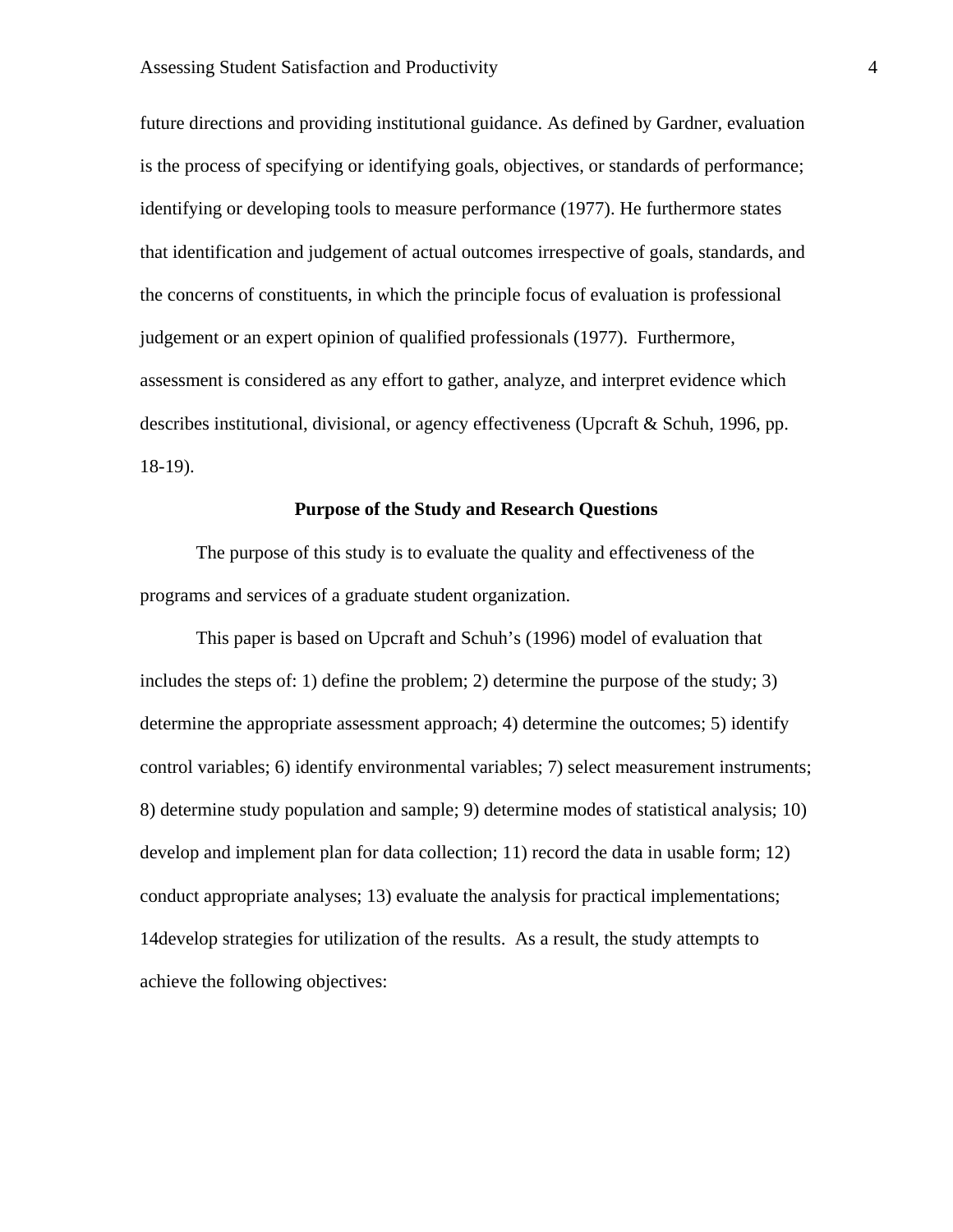future directions and providing institutional guidance. As defined by Gardner, evaluation is the process of specifying or identifying goals, objectives, or standards of performance; identifying or developing tools to measure performance (1977). He furthermore states that identification and judgement of actual outcomes irrespective of goals, standards, and the concerns of constituents, in which the principle focus of evaluation is professional judgement or an expert opinion of qualified professionals (1977). Furthermore, assessment is considered as any effort to gather, analyze, and interpret evidence which describes institutional, divisional, or agency effectiveness (Upcraft & Schuh, 1996, pp. 18-19).

## Purpose of the Study and Research Questions

The purpose of this study is to evaluate the quality and effectiveness of the programs and services of a graduate student organization.

This paper is based on Upcraft and Schuh's (1996) model of evaluation that includes the steps of: 1) define the problem; 2) determine the purpose of the study; 3) determine the appropriate assessment approach; 4) determine the outcomes; 5) identify control variables; 6) identify environmental variables; 7) select measurement instruments; 8) determine study population and sample; 9) determine modes of statistical analysis; 10) develop and implement plan for data collection; 11) record the data in usable form; 12) conduct appropriate analyses; 13) evaluate the analysis for practical implementations; 14develop strategies for utilization of the results. As a result, the study attempts to achieve the following objectives: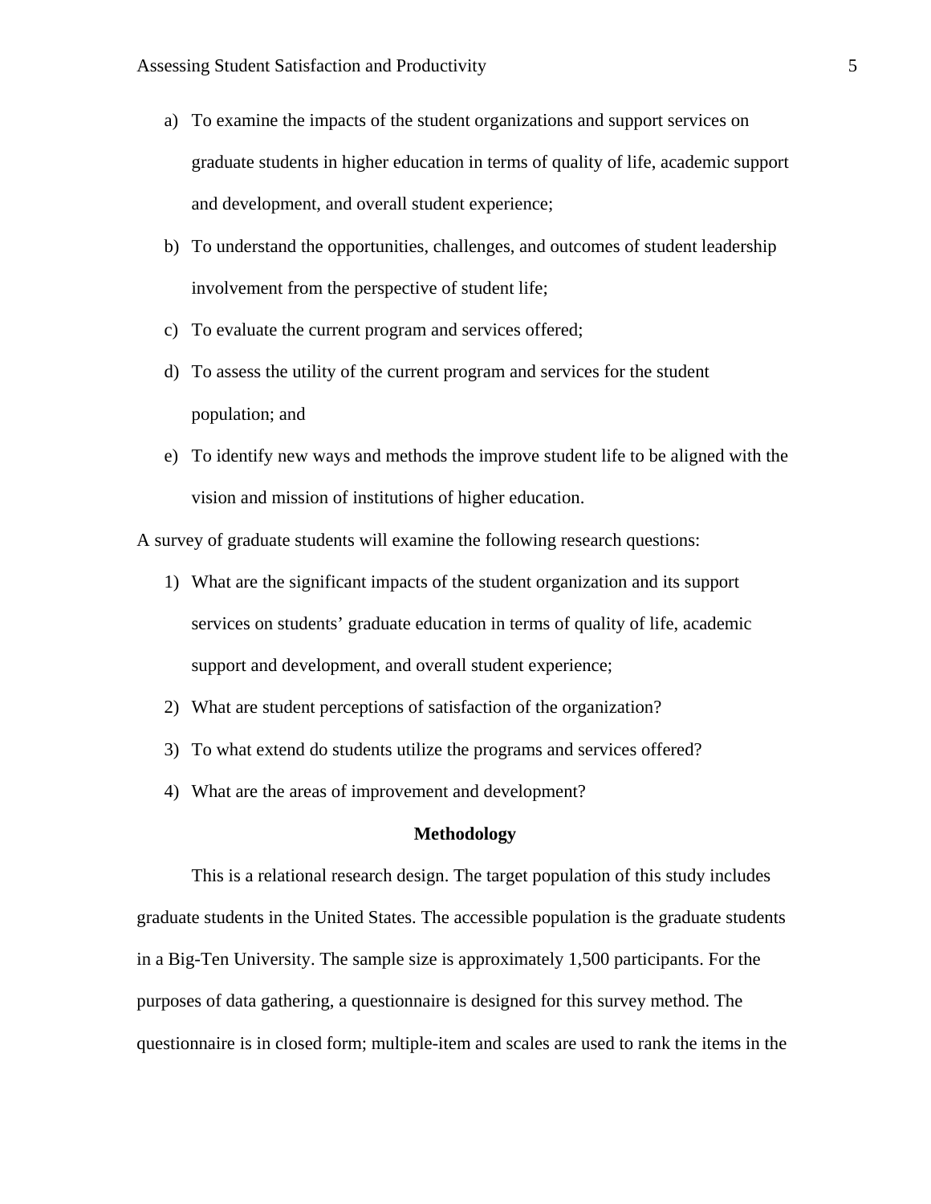a) To examine the impacts of the student organizations and support services on graduate students in higher education in terms of quality of life, academic support and development, and overall student experience;
b) To understand the opportunities, challenges, and outcomes of student leadership involvement from the perspective of student life;
c) To evaluate the current program and services offered;
d) To assess the utility of the current program and services for the student population; and
e) To identify new ways and methods the improve student life to be aligned with the vision and mission of institutions of higher education.

A survey of graduate students will examine the following research questions:

1) What are the significant impacts of the student organization and its support services on students' graduate education in terms of quality of life, academic support and development, and overall student experience;
2) What are student perceptions of satisfaction of the organization?
3) To what extend do students utilize the programs and services offered?
4) What are the areas of improvement and development?

## Methodology

This is a relational research design. The target population of this study includes graduate students in the United States. The accessible population is the graduate students in a Big-Ten University. The sample size is approximately 1,500 participants. For the purposes of data gathering, a questionnaire is designed for this survey method. The questionnaire is in closed form; multiple-item and scales are used to rank the items in the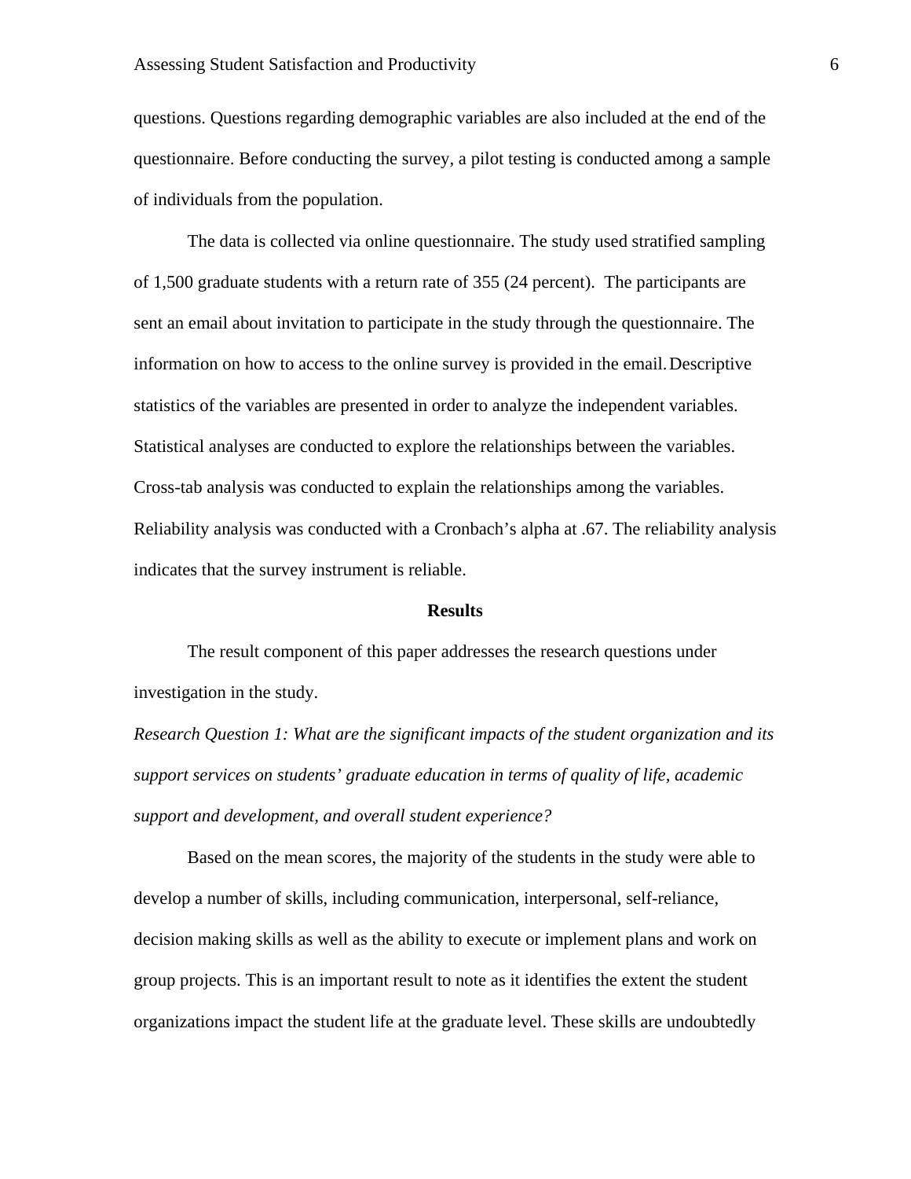questions. Questions regarding demographic variables are also included at the end of the questionnaire. Before conducting the survey, a pilot testing is conducted among a sample of individuals from the population.

The data is collected via online questionnaire. The study used stratified sampling of 1,500 graduate students with a return rate of 355 (24 percent). The participants are sent an email about invitation to participate in the study through the questionnaire. The information on how to access to the online survey is provided in the email. Descriptive statistics of the variables are presented in order to analyze the independent variables. Statistical analyses are conducted to explore the relationships between the variables. Cross-tab analysis was conducted to explain the relationships among the variables. Reliability analysis was conducted with a Cronbach's alpha at .67. The reliability analysis indicates that the survey instrument is reliable.

## Results

The result component of this paper addresses the research questions under investigation in the study.

*Research Question 1: What are the significant impacts of the student organization and its support services on students' graduate education in terms of quality of life, academic support and development, and overall student experience?*

Based on the mean scores, the majority of the students in the study were able to develop a number of skills, including communication, interpersonal, self-reliance, decision making skills as well as the ability to execute or implement plans and work on group projects. This is an important result to note as it identifies the extent the student organizations impact the student life at the graduate level. These skills are undoubtedly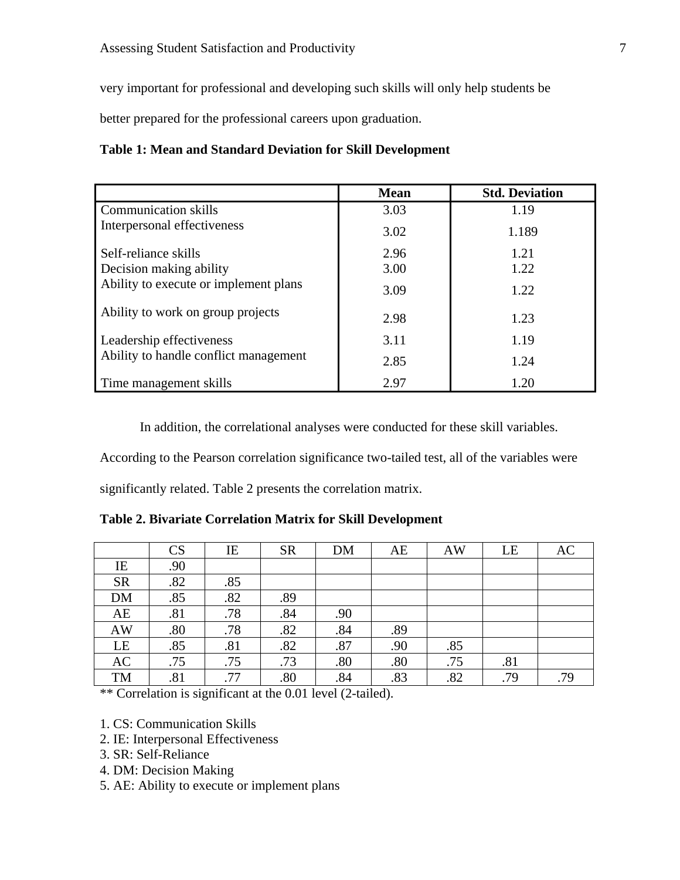very important for professional and developing such skills will only help students be better prepared for the professional careers upon graduation.

**Table 1: Mean and Standard Deviation for Skill Development**

| | Mean | Std. Deviation |
|---|---|---|
| Communication skills | 3.03 | 1.19 |
| Interpersonal effectiveness | 3.02 | 1.189 |
| Self-reliance skills | 2.96 | 1.21 |
| Decision making ability | 3.00 | 1.22 |
| Ability to execute or implement plans | 3.09 | 1.22 |
| Ability to work on group projects | 2.98 | 1.23 |
| Leadership effectiveness | 3.11 | 1.19 |
| Ability to handle conflict management | 2.85 | 1.24 |
| Time management skills | 2.97 | 1.20 |

In addition, the correlational analyses were conducted for these skill variables. According to the Pearson correlation significance two-tailed test, all of the variables were significantly related. Table 2 presents the correlation matrix.

**Table 2. Bivariate Correlation Matrix for Skill Development**

| | CS | IE | SR | DM | AE | AW | LE | AC |
|---|---|---|---|---|---|---|---|---|
| IE | .90 | | | | | | | |
| SR | .82 | .85 | | | | | | |
| DM | .85 | .82 | .89 | | | | | |
| AE | .81 | .78 | .84 | .90 | | | | |
| AW | .80 | .78 | .82 | .84 | .89 | | | |
| LE | .85 | .81 | .82 | .87 | .90 | .85 | | |
| AC | .75 | .75 | .73 | .80 | .80 | .75 | .81 | |
| TM | .81 | .77 | .80 | .84 | .83 | .82 | .79 | .79 |

** Correlation is significant at the 0.01 level (2-tailed).

1. CS: Communication Skills
2. IE: Interpersonal Effectiveness
3. SR: Self-Reliance
4. DM: Decision Making
5. AE: Ability to execute or implement plans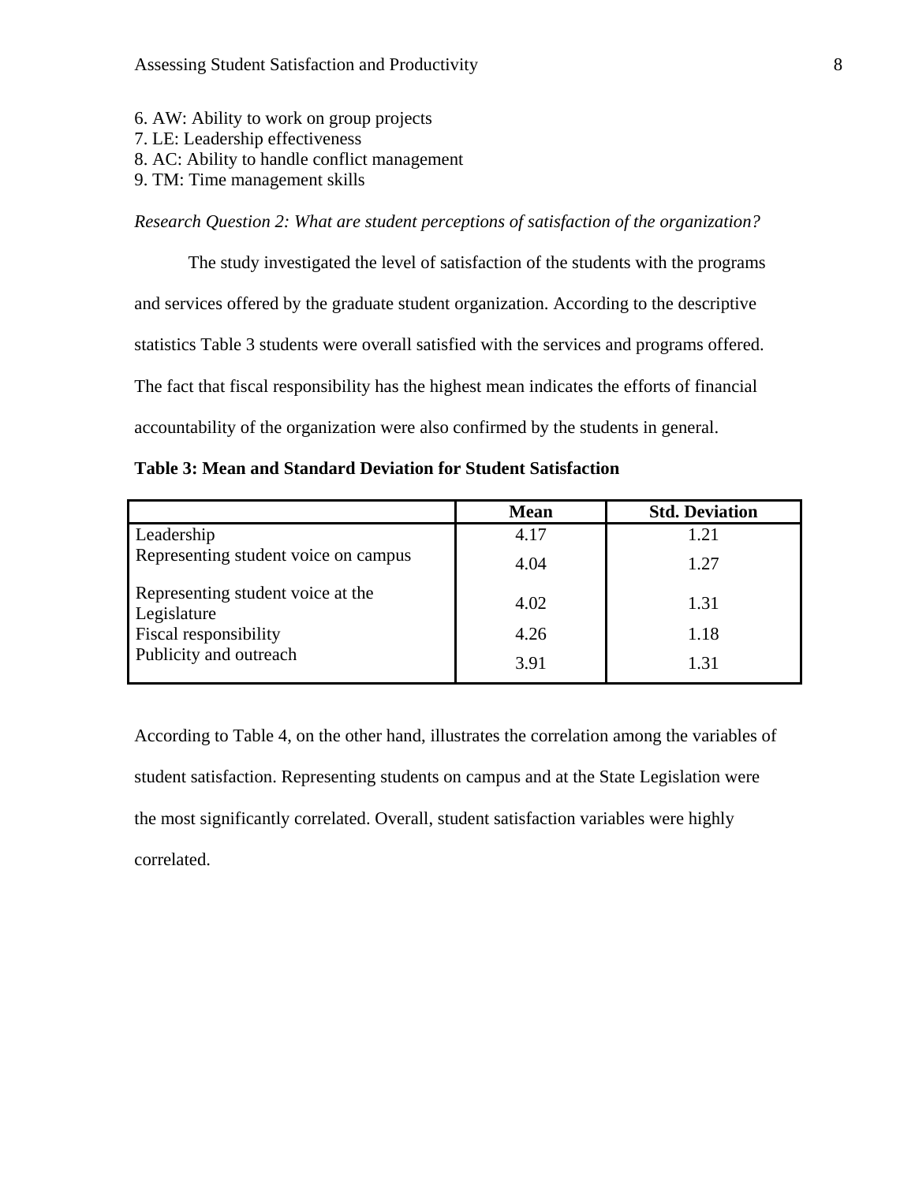6. AW: Ability to work on group projects
7. LE: Leadership effectiveness
8. AC: Ability to handle conflict management
9. TM: Time management skills

*Research Question 2: What are student perceptions of satisfaction of the organization?*

The study investigated the level of satisfaction of the students with the programs and services offered by the graduate student organization. According to the descriptive statistics Table 3 students were overall satisfied with the services and programs offered. The fact that fiscal responsibility has the highest mean indicates the efforts of financial accountability of the organization were also confirmed by the students in general.

**Table 3: Mean and Standard Deviation for Student Satisfaction**

| | Mean | Std. Deviation |
|---|---|---|
| Leadership | 4.17 | 1.21 |
| Representing student voice on campus | 4.04 | 1.27 |
| Representing student voice at the Legislature | 4.02 | 1.31 |
| Fiscal responsibility | 4.26 | 1.18 |
| Publicity and outreach | 3.91 | 1.31 |

According to Table 4, on the other hand, illustrates the correlation among the variables of student satisfaction. Representing students on campus and at the State Legislation were the most significantly correlated. Overall, student satisfaction variables were highly correlated.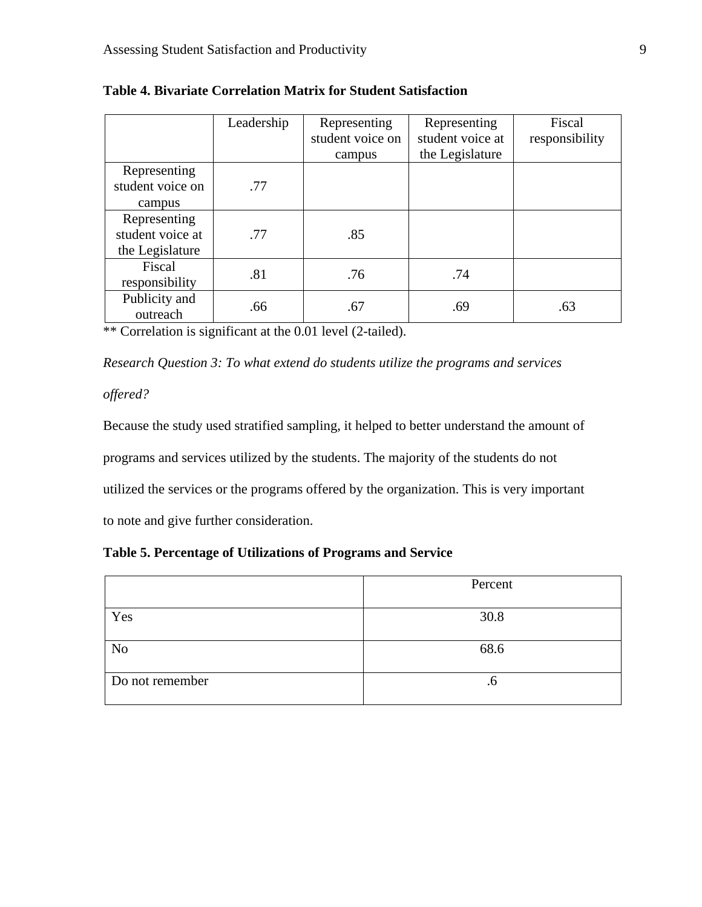**Table 4. Bivariate Correlation Matrix for Student Satisfaction**

| | Leadership | Representing student voice on campus | Representing student voice at the Legislature | Fiscal responsibility |
|---|---|---|---|---|
| Representing student voice on campus | .77 | | | |
| Representing student voice at the Legislature | .77 | .85 | | |
| Fiscal responsibility | .81 | .76 | .74 | |
| Publicity and outreach | .66 | .67 | .69 | .63 |

** Correlation is significant at the 0.01 level (2-tailed).

*Research Question 3: To what extend do students utilize the programs and services offered?*

Because the study used stratified sampling, it helped to better understand the amount of programs and services utilized by the students. The majority of the students do not utilized the services or the programs offered by the organization. This is very important to note and give further consideration.

**Table 5. Percentage of Utilizations of Programs and Service**

| | Percent |
|---|---|
| Yes | 30.8 |
| No | 68.6 |
| Do not remember | .6 |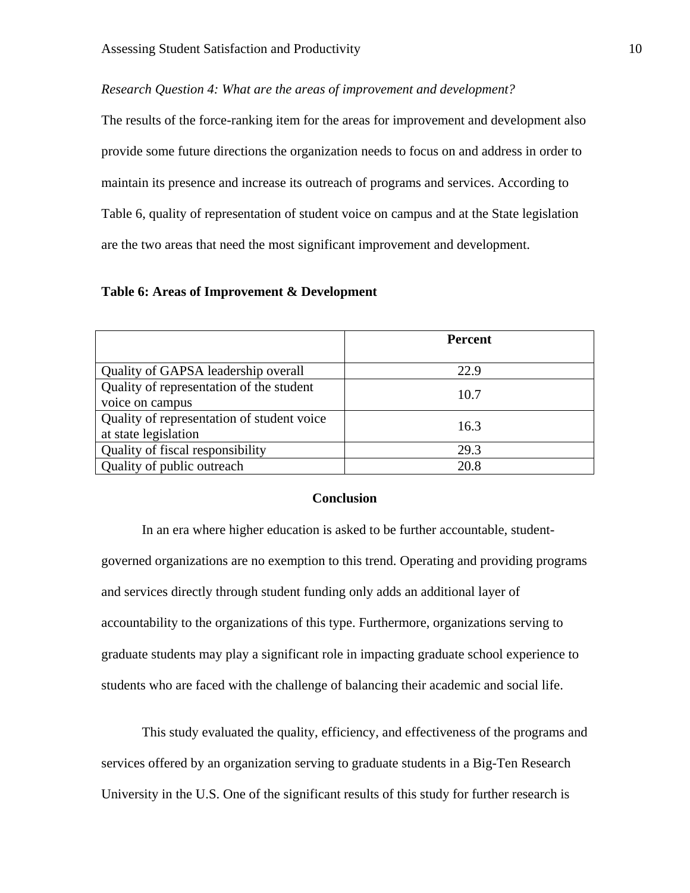*Research Question 4: What are the areas of improvement and development?*

The results of the force-ranking item for the areas for improvement and development also provide some future directions the organization needs to focus on and address in order to maintain its presence and increase its outreach of programs and services. According to Table 6, quality of representation of student voice on campus and at the State legislation are the two areas that need the most significant improvement and development.

**Table 6: Areas of Improvement & Development**

| | **Percent** |
|---|---|
| Quality of GAPSA leadership overall | 22.9 |
| Quality of representation of the student voice on campus | 10.7 |
| Quality of representation of student voice at state legislation | 16.3 |
| Quality of fiscal responsibility | 29.3 |
| Quality of public outreach | 20.8 |

## Conclusion

In an era where higher education is asked to be further accountable, student-governed organizations are no exemption to this trend. Operating and providing programs and services directly through student funding only adds an additional layer of accountability to the organizations of this type. Furthermore, organizations serving to graduate students may play a significant role in impacting graduate school experience to students who are faced with the challenge of balancing their academic and social life.

This study evaluated the quality, efficiency, and effectiveness of the programs and services offered by an organization serving to graduate students in a Big-Ten Research University in the U.S. One of the significant results of this study for further research is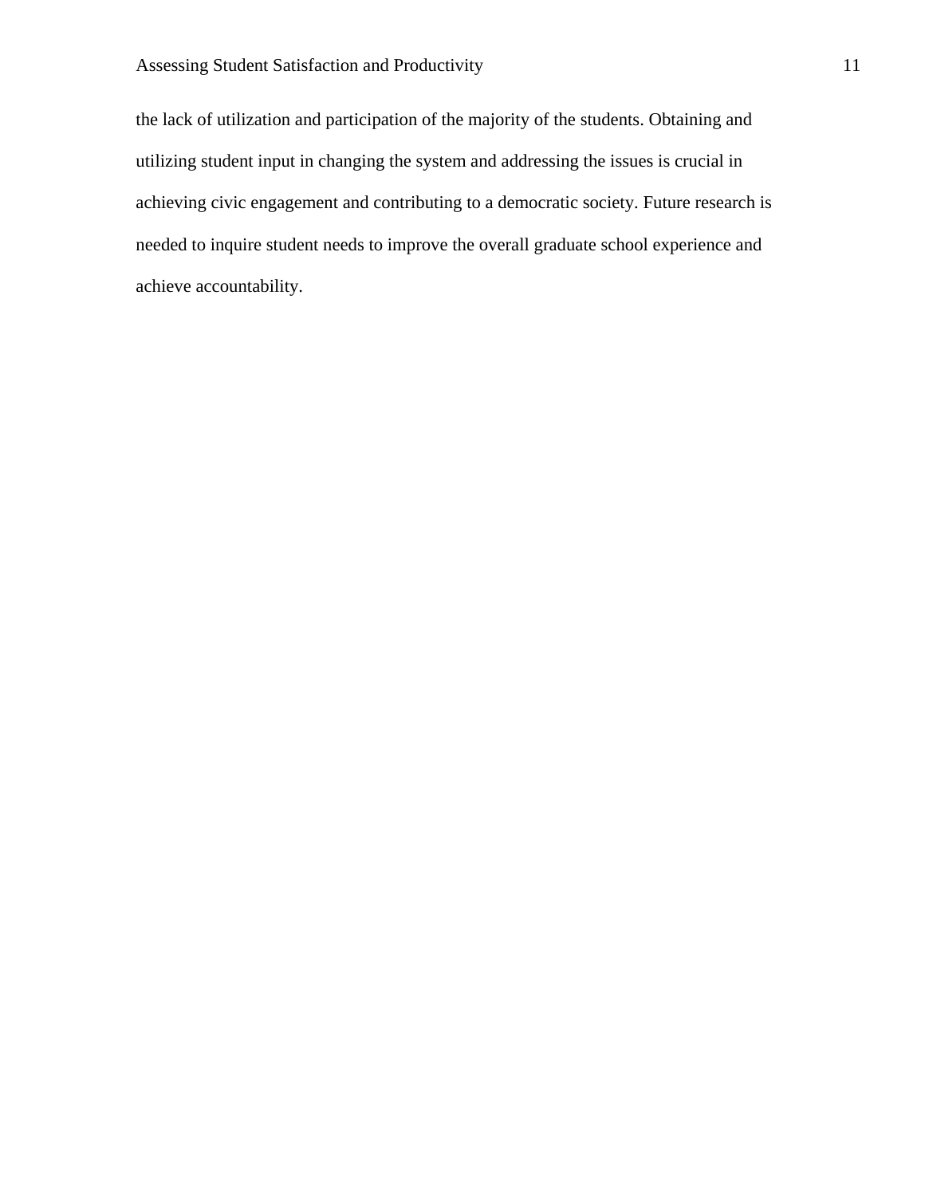the lack of utilization and participation of the majority of the students. Obtaining and utilizing student input in changing the system and addressing the issues is crucial in achieving civic engagement and contributing to a democratic society. Future research is needed to inquire student needs to improve the overall graduate school experience and achieve accountability.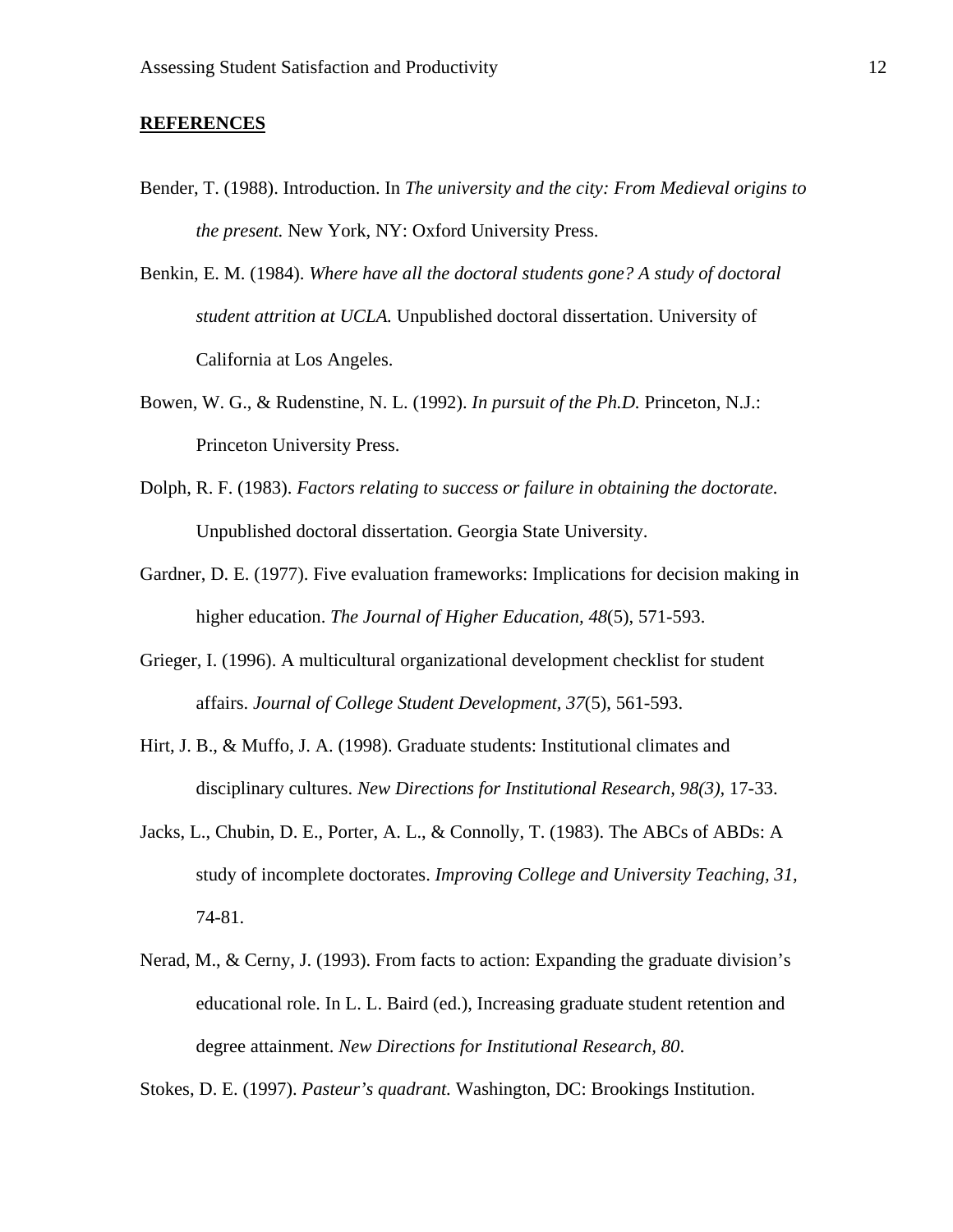**REFERENCES**

Bender, T. (1988). Introduction. In *The university and the city: From Medieval origins to the present.* New York, NY: Oxford University Press.

Benkin, E. M. (1984). *Where have all the doctoral students gone? A study of doctoral student attrition at UCLA.* Unpublished doctoral dissertation. University of California at Los Angeles.

Bowen, W. G., & Rudenstine, N. L. (1992). *In pursuit of the Ph.D.* Princeton, N.J.: Princeton University Press.

Dolph, R. F. (1983). *Factors relating to success or failure in obtaining the doctorate.* Unpublished doctoral dissertation. Georgia State University.

Gardner, D. E. (1977). Five evaluation frameworks: Implications for decision making in higher education. *The Journal of Higher Education, 48*(5), 571-593.

Grieger, I. (1996). A multicultural organizational development checklist for student affairs. *Journal of College Student Development, 37*(5), 561-593.

Hirt, J. B., & Muffo, J. A. (1998). Graduate students: Institutional climates and disciplinary cultures. *New Directions for Institutional Research, 98(3),* 17-33.

Jacks, L., Chubin, D. E., Porter, A. L., & Connolly, T. (1983). The ABCs of ABDs: A study of incomplete doctorates. *Improving College and University Teaching, 31,* 74-81.

Nerad, M., & Cerny, J. (1993). From facts to action: Expanding the graduate division's educational role. In L. L. Baird (ed.), Increasing graduate student retention and degree attainment. *New Directions for Institutional Research, 80*.

Stokes, D. E. (1997). *Pasteur's quadrant.* Washington, DC: Brookings Institution.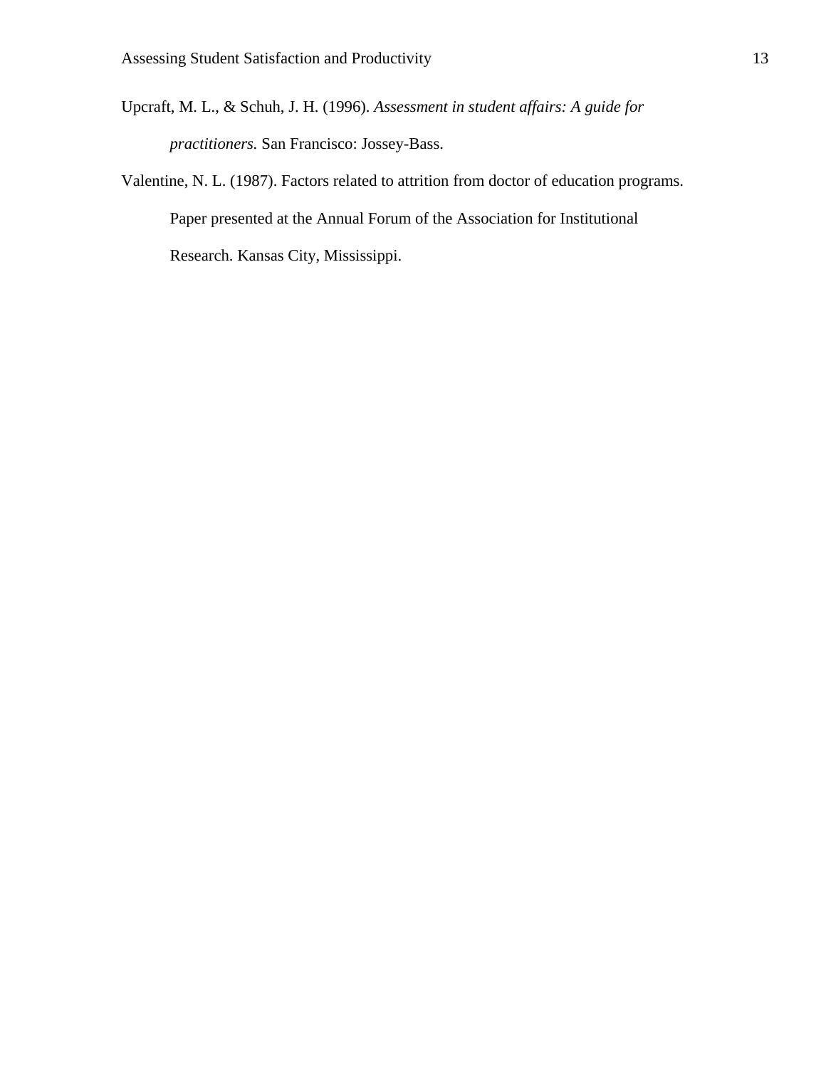Upcraft, M. L., & Schuh, J. H. (1996). *Assessment in student affairs: A guide for practitioners.* San Francisco: Jossey-Bass.

Valentine, N. L. (1987). Factors related to attrition from doctor of education programs. Paper presented at the Annual Forum of the Association for Institutional Research. Kansas City, Mississippi.